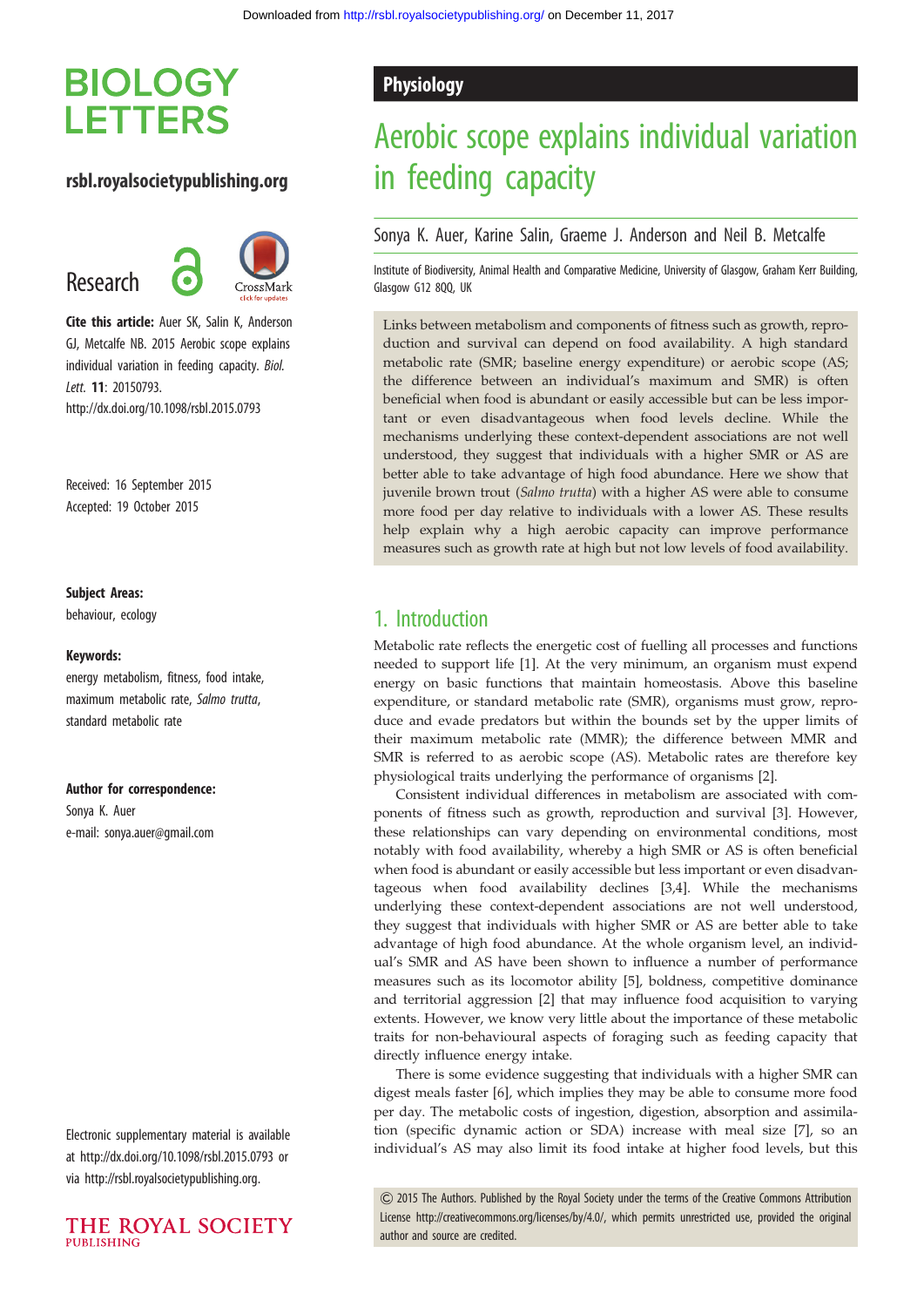# Aerobic scope explains individual variation in feeding capacity

Sonya K. Auer, Karine Salin, Graeme J. Anderson and Neil B. Metcalfe

Institute of Biodiversity, Animal Health and Comparative Medicine, University of Glasgow, Graham Kerr Building, Glasgow G12 8QQ, UK

BIOLOGY LETTERS

rsbl.royalsocietypublishing.org

Research

**Cite this article:** Auer SK, Salin K, Anderson GJ, Metcalfe NB. 2015 Aerobic scope explains individual variation in feeding capacity. *Biol. Lett.* **11**: 20150793. http://dx.doi.org/10.1098/rsbl.2015.0793

Received: 16 September 2015
Accepted: 19 October 2015

**Subject Areas:**
behaviour, ecology

**Keywords:**
energy metabolism, fitness, food intake, maximum metabolic rate, *Salmo trutta*, standard metabolic rate

**Author for correspondence:**
Sonya K. Auer
e-mail: sonya.auer@gmail.com

Electronic supplementary material is available at http://dx.doi.org/10.1098/rsbl.2015.0793 or via http://rsbl.royalsocietypublishing.org.

Physiology

Links between metabolism and components of fitness such as growth, reproduction and survival can depend on food availability. A high standard metabolic rate (SMR; baseline energy expenditure) or aerobic scope (AS; the difference between an individual's maximum and SMR) is often beneficial when food is abundant or easily accessible but can be less important or even disadvantageous when food levels decline. While the mechanisms underlying these context-dependent associations are not well understood, they suggest that individuals with a higher SMR or AS are better able to take advantage of high food abundance. Here we show that juvenile brown trout (*Salmo trutta*) with a higher AS were able to consume more food per day relative to individuals with a lower AS. These results help explain why a high aerobic capacity can improve performance measures such as growth rate at high but not low levels of food availability.

## 1. Introduction

Metabolic rate reflects the energetic cost of fuelling all processes and functions needed to support life [1]. At the very minimum, an organism must expend energy on basic functions that maintain homeostasis. Above this baseline expenditure, or standard metabolic rate (SMR), organisms must grow, reproduce and evade predators but within the bounds set by the upper limits of their maximum metabolic rate (MMR); the difference between MMR and SMR is referred to as aerobic scope (AS). Metabolic rates are therefore key physiological traits underlying the performance of organisms [2].

Consistent individual differences in metabolism are associated with components of fitness such as growth, reproduction and survival [3]. However, these relationships can vary depending on environmental conditions, most notably with food availability, whereby a high SMR or AS is often beneficial when food is abundant or easily accessible but less important or even disadvantageous when food availability declines [3,4]. While the mechanisms underlying these context-dependent associations are not well understood, they suggest that individuals with higher SMR or AS are better able to take advantage of high food abundance. At the whole organism level, an individual's SMR and AS have been shown to influence a number of performance measures such as its locomotor ability [5], boldness, competitive dominance and territorial aggression [2] that may influence food acquisition to varying extents. However, we know very little about the importance of these metabolic traits for non-behavioural aspects of foraging such as feeding capacity that directly influence energy intake.

There is some evidence suggesting that individuals with a higher SMR can digest meals faster [6], which implies they may be able to consume more food per day. The metabolic costs of ingestion, digestion, absorption and assimilation (specific dynamic action or SDA) increase with meal size [7], so an individual's AS may also limit its food intake at higher food levels, but this

© 2015 The Authors. Published by the Royal Society under the terms of the Creative Commons Attribution License http://creativecommons.org/licenses/by/4.0/, which permits unrestricted use, provided the original author and source are credited.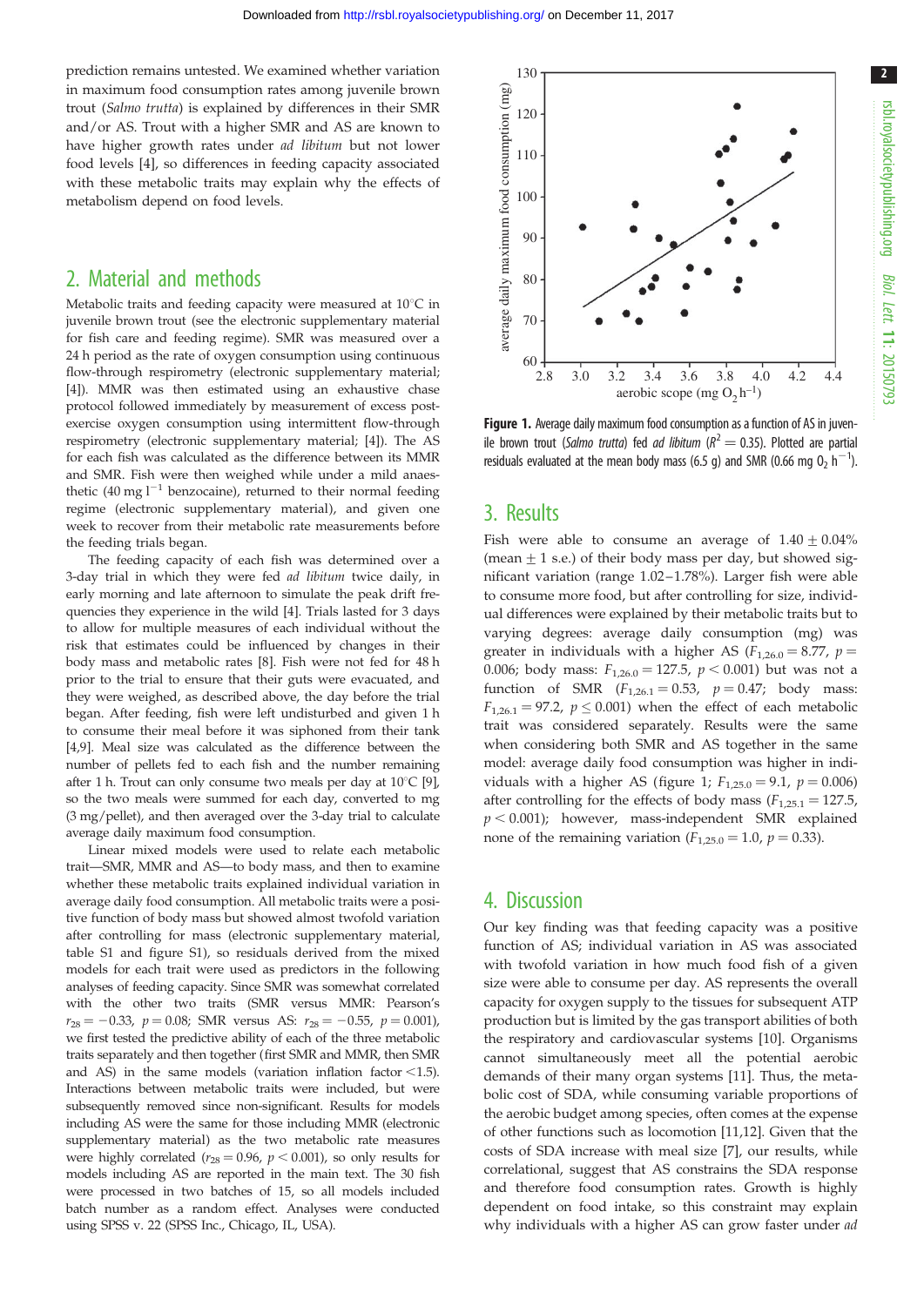prediction remains untested. We examined whether variation in maximum food consumption rates among juvenile brown trout (*Salmo trutta*) is explained by differences in their SMR and/or AS. Trout with a higher SMR and AS are known to have higher growth rates under *ad libitum* but not lower food levels [4], so differences in feeding capacity associated with these metabolic traits may explain why the effects of metabolism depend on food levels.

## 2. Material and methods

Metabolic traits and feeding capacity were measured at 10°C in juvenile brown trout (see the electronic supplementary material for fish care and feeding regime). SMR was measured over a 24 h period as the rate of oxygen consumption using continuous flow-through respirometry (electronic supplementary material; [4]). MMR was then estimated using an exhaustive chase protocol followed immediately by measurement of excess post-exercise oxygen consumption using intermittent flow-through respirometry (electronic supplementary material; [4]). The AS for each fish was calculated as the difference between its MMR and SMR. Fish were then weighed while under a mild anaesthetic (40 mg $l^{-1}$ benzocaine), returned to their normal feeding regime (electronic supplementary material), and given one week to recover from their metabolic rate measurements before the feeding trials began.

The feeding capacity of each fish was determined over a 3-day trial in which they were fed *ad libitum* twice daily, in early morning and late afternoon to simulate the peak drift frequencies they experience in the wild [4]. Trials lasted for 3 days to allow for multiple measures of each individual without the risk that estimates could be influenced by changes in their body mass and metabolic rates [8]. Fish were not fed for 48 h prior to the trial to ensure that their guts were evacuated, and they were weighed, as described above, the day before the trial began. After feeding, fish were left undisturbed and given 1 h to consume their meal before it was siphoned from their tank [4,9]. Meal size was calculated as the difference between the number of pellets fed to each fish and the number remaining after 1 h. Trout can only consume two meals per day at 10°C [9], so the two meals were summed for each day, converted to mg (3 mg/pellet), and then averaged over the 3-day trial to calculate average daily maximum food consumption.

Linear mixed models were used to relate each metabolic trait—SMR, MMR and AS—to body mass, and then to examine whether these metabolic traits explained individual variation in average daily food consumption. All metabolic traits were a positive function of body mass but showed almost twofold variation after controlling for mass (electronic supplementary material, table S1 and figure S1), so residuals derived from the mixed models for each trait were used as predictors in the following analyses of feeding capacity. Since SMR was somewhat correlated with the other two traits (SMR versus MMR: Pearson's $r_{28} = -0.33$, $p = 0.08$; SMR versus AS: $r_{28} = -0.55$, $p = 0.001$), we first tested the predictive ability of each of the three metabolic traits separately and then together (first SMR and MMR, then SMR and AS) in the same models (variation inflation factor <1.5). Interactions between metabolic traits were included, but were subsequently removed since non-significant. Results for models including AS were the same for those including MMR (electronic supplementary material) as the two metabolic rate measures were highly correlated ($r_{28} = 0.96$, $p < 0.001$), so only results for models including AS are reported in the main text. The 30 fish were processed in two batches of 15, so all models included batch number as a random effect. Analyses were conducted using SPSS v. 22 (SPSS Inc., Chicago, IL, USA).

130
120
110
100
90
80
70
60
average daily maximum food consumption (mg)
2.8 3.0 3.2 3.4 3.6 3.8 4.0 4.2 4.4
aerobic scope (mg $O_2$ $h^{-1}$)

**Figure 1.** Average daily maximum food consumption as a function of AS in juvenile brown trout (*Salmo trutta*) fed *ad libitum* ($R^2 = 0.35$). Plotted are partial residuals evaluated at the mean body mass (6.5 g) and SMR (0.66 mg $O_2$ $h^{-1}$).

## 3. Results

Fish were able to consume an average of 1.40 ± 0.04% (mean ± 1 s.e.) of their body mass per day, but showed significant variation (range 1.02–1.78%). Larger fish were able to consume more food, but after controlling for size, individual differences were explained by their metabolic traits but to varying degrees: average daily consumption (mg) was greater in individuals with a higher AS ($F_{1,26.0} = 8.77$, $p = 0.006$; body mass: $F_{1,26.0} = 127.5$, $p < 0.001$) but was not a function of SMR ($F_{1,26.1} = 0.53$, $p = 0.47$; body mass: $F_{1,26.1} = 97.2$, $p \leq 0.001$) when the effect of each metabolic trait was considered separately. Results were the same when considering both SMR and AS together in the same model: average daily food consumption was higher in individuals with a higher AS (figure 1; $F_{1,25.0} = 9.1$, $p = 0.006$) after controlling for the effects of body mass ($F_{1,25.1} = 127.5$, $p < 0.001$); however, mass-independent SMR explained none of the remaining variation ($F_{1,25.0} = 1.0$, $p = 0.33$).

## 4. Discussion

Our key finding was that feeding capacity was a positive function of AS; individual variation in AS was associated with twofold variation in how much food fish of a given size were able to consume per day. AS represents the overall capacity for oxygen supply to the tissues for subsequent ATP production but is limited by the gas transport abilities of both the respiratory and cardiovascular systems [10]. Organisms cannot simultaneously meet all the potential aerobic demands of their many organ systems [11]. Thus, the metabolic cost of SDA, while consuming variable proportions of the aerobic budget among species, often comes at the expense of other functions such as locomotion [11,12]. Given that the costs of SDA increase with meal size [7], our results, while correlational, suggest that AS constrains the SDA response and therefore food consumption rates. Growth is highly dependent on food intake, so this constraint may explain why individuals with a higher AS can grow faster under *ad*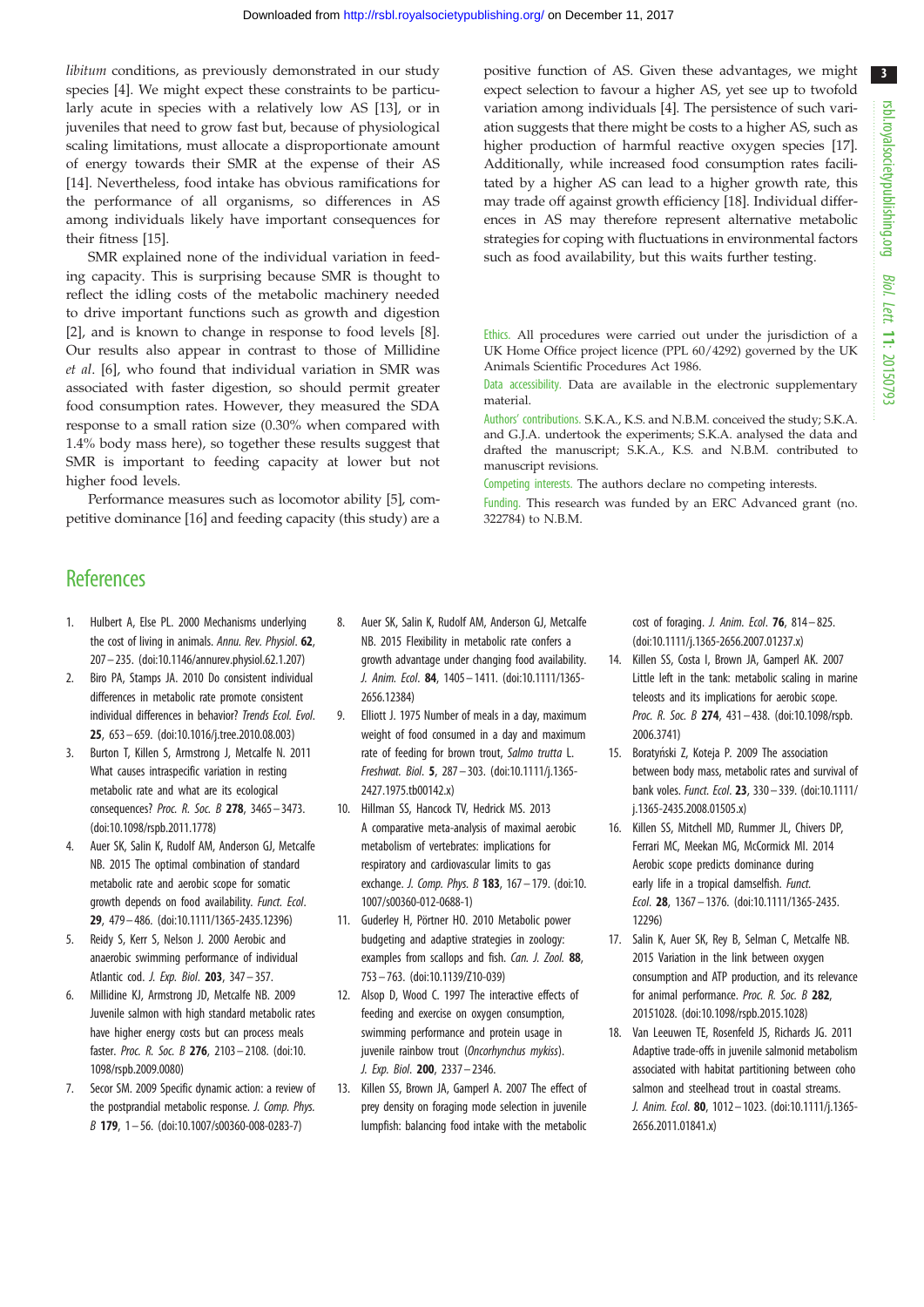*libitum* conditions, as previously demonstrated in our study species [4]. We might expect these constraints to be particularly acute in species with a relatively low AS [13], or in juveniles that need to grow fast but, because of physiological scaling limitations, must allocate a disproportionate amount of energy towards their SMR at the expense of their AS [14]. Nevertheless, food intake has obvious ramifications for the performance of all organisms, so differences in AS among individuals likely have important consequences for their fitness [15].

SMR explained none of the individual variation in feeding capacity. This is surprising because SMR is thought to reflect the idling costs of the metabolic machinery needed to drive important functions such as growth and digestion [2], and is known to change in response to food levels [8]. Our results also appear in contrast to those of Millidine *et al*. [6], who found that individual variation in SMR was associated with faster digestion, so should permit greater food consumption rates. However, they measured the SDA response to a small ration size (0.30% when compared with 1.4% body mass here), so together these results suggest that SMR is important to feeding capacity at lower but not higher food levels.

Performance measures such as locomotor ability [5], competitive dominance [16] and feeding capacity (this study) are a positive function of AS. Given these advantages, we might expect selection to favour a higher AS, yet see up to twofold variation among individuals [4]. The persistence of such variation suggests that there might be costs to a higher AS, such as higher production of harmful reactive oxygen species [17]. Additionally, while increased food consumption rates facilitated by a higher AS can lead to a higher growth rate, this may trade off against growth efficiency [18]. Individual differences in AS may therefore represent alternative metabolic strategies for coping with fluctuations in environmental factors such as food availability, but this waits further testing.

Ethics. All procedures were carried out under the jurisdiction of a UK Home Office project licence (PPL 60/4292) governed by the UK Animals Scientific Procedures Act 1986.

Data accessibility. Data are available in the electronic supplementary material.

Authors' contributions. S.K.A., K.S. and N.B.M. conceived the study; S.K.A. and G.J.A. undertook the experiments; S.K.A. analysed the data and drafted the manuscript; S.K.A., K.S. and N.B.M. contributed to manuscript revisions.

Competing interests. The authors declare no competing interests.

Funding. This research was funded by an ERC Advanced grant (no. 322784) to N.B.M.

## References

1. Hulbert A, Else PL. 2000 Mechanisms underlying the cost of living in animals. *Annu. Rev. Physiol.* **62**, 207–235. (doi:10.1146/annurev.physiol.62.1.207)
2. Biro PA, Stamps JA. 2010 Do consistent individual differences in metabolic rate promote consistent individual differences in behavior? *Trends Ecol. Evol.* **25**, 653–659. (doi:10.1016/j.tree.2010.08.003)
3. Burton T, Killen S, Armstrong J, Metcalfe N. 2011 What causes intraspecific variation in resting metabolic rate and what are its ecological consequences? *Proc. R. Soc. B* **278**, 3465–3473. (doi:10.1098/rspb.2011.1778)
4. Auer SK, Salin K, Rudolf AM, Anderson GJ, Metcalfe NB. 2015 The optimal combination of standard metabolic rate and aerobic scope for somatic growth depends on food availability. *Funct. Ecol.* **29**, 479–486. (doi:10.1111/1365-2435.12396)
5. Reidy S, Kerr S, Nelson J. 2000 Aerobic and anaerobic swimming performance of individual Atlantic cod. *J. Exp. Biol.* **203**, 347–357.
6. Millidine KJ, Armstrong JD, Metcalfe NB. 2009 Juvenile salmon with high standard metabolic rates have higher energy costs but can process meals faster. *Proc. R. Soc. B* **276**, 2103–2108. (doi:10.1098/rspb.2009.0080)
7. Secor SM. 2009 Specific dynamic action: a review of the postprandial metabolic response. *J. Comp. Phys. B* **179**, 1–56. (doi:10.1007/s00360-008-0283-7)
8. Auer SK, Salin K, Rudolf AM, Anderson GJ, Metcalfe NB. 2015 Flexibility in metabolic rate confers a growth advantage under changing food availability. *J. Anim. Ecol.* **84**, 1405–1411. (doi:10.1111/1365-2656.12384)
9. Elliott J. 1975 Number of meals in a day, maximum weight of food consumed in a day and maximum rate of feeding for brown trout, *Salmo trutta* L. *Freshwat. Biol.* **5**, 287–303. (doi:10.1111/j.1365-2427.1975.tb00142.x)
10. Hillman SS, Hancock TV, Hedrick MS. 2013 A comparative meta-analysis of maximal aerobic metabolism of vertebrates: implications for respiratory and cardiovascular limits to gas exchange. *J. Comp. Phys. B* **183**, 167–179. (doi:10.1007/s00360-012-0688-1)
11. Guderley H, Pörtner HO. 2010 Metabolic power budgeting and adaptive strategies in zoology: examples from scallops and fish. *Can. J. Zool.* **88**, 753–763. (doi:10.1139/Z10-039)
12. Alsop D, Wood C. 1997 The interactive effects of feeding and exercise on oxygen consumption, swimming performance and protein usage in juvenile rainbow trout (*Oncorhynchus mykiss*). *J. Exp. Biol.* **200**, 2337–2346.
13. Killen SS, Brown JA, Gamperl A. 2007 The effect of prey density on foraging mode selection in juvenile lumpfish: balancing food intake with the metabolic cost of foraging. *J. Anim. Ecol.* **76**, 814–825. (doi:10.1111/j.1365-2656.2007.01237.x)
14. Killen SS, Costa I, Brown JA, Gamperl AK. 2007 Little left in the tank: metabolic scaling in marine teleosts and its implications for aerobic scope. *Proc. R. Soc. B* **274**, 431–438. (doi:10.1098/rspb.2006.3741)
15. Boratyński Z, Koteja P. 2009 The association between body mass, metabolic rates and survival of bank voles. *Funct. Ecol.* **23**, 330–339. (doi:10.1111/j.1365-2435.2008.01505.x)
16. Killen SS, Mitchell MD, Rummer JL, Chivers DP, Ferrari MC, Meekan MG, McCormick MI. 2014 Aerobic scope predicts dominance during early life in a tropical damselfish. *Funct. Ecol.* **28**, 1367–1376. (doi:10.1111/1365-2435.12296)
17. Salin K, Auer SK, Rey B, Selman C, Metcalfe NB. 2015 Variation in the link between oxygen consumption and ATP production, and its relevance for animal performance. *Proc. R. Soc. B* **282**, 20151028. (doi:10.1098/rspb.2015.1028)
18. Van Leeuwen TE, Rosenfeld JS, Richards JG. 2011 Adaptive trade-offs in juvenile salmonid metabolism associated with habitat partitioning between coho salmon and steelhead trout in coastal streams. *J. Anim. Ecol.* **80**, 1012–1023. (doi:10.1111/j.1365-2656.2011.01841.x)